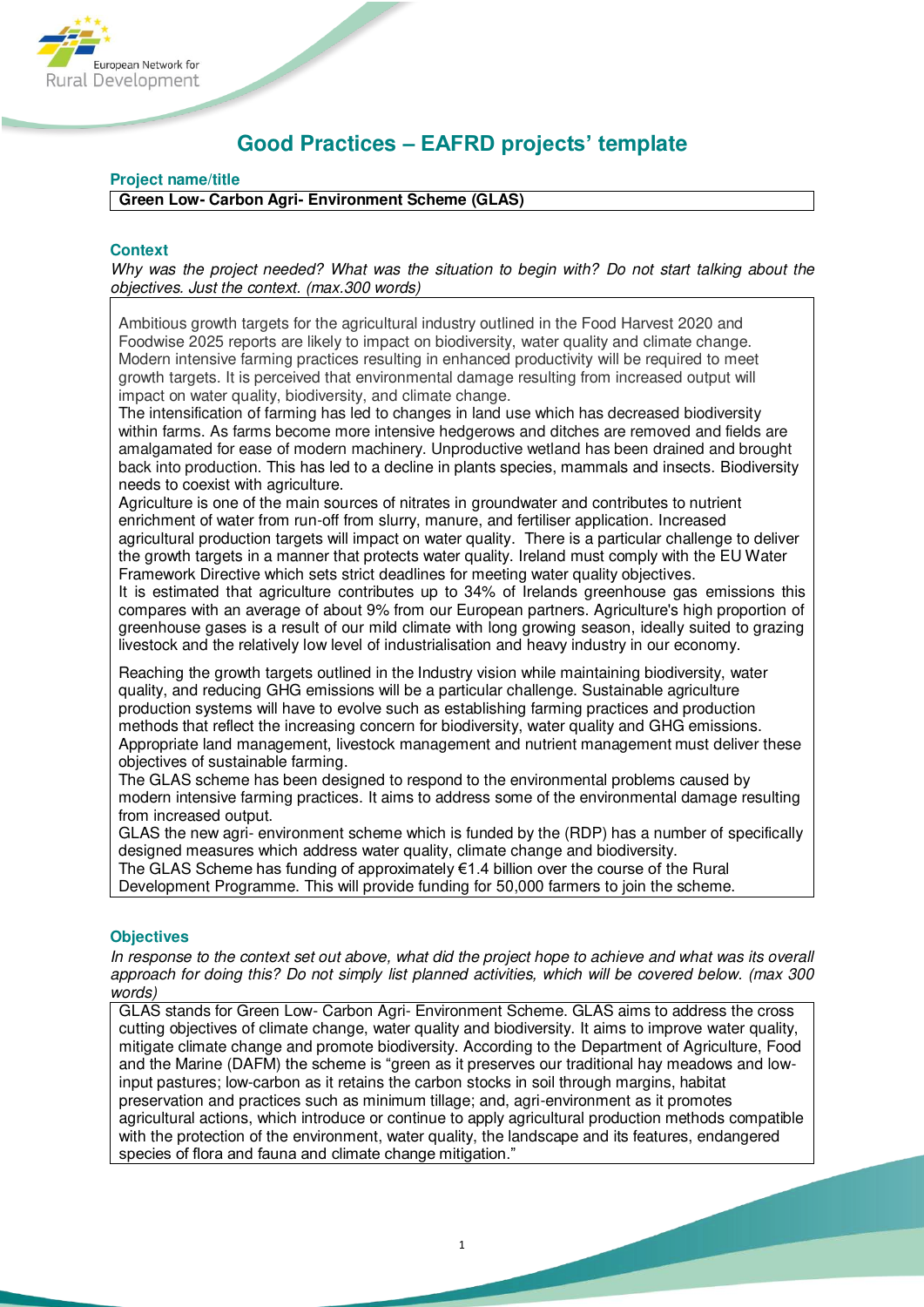# Good Practices – EAFRD projects' template

## Project name/title

**Green Low- Carbon Agri- Environment Scheme (GLAS)**

## Context

*Why was the project needed? What was the situation to begin with? Do not start talking about the objectives. Just the context. (max.300 words)*

Ambitious growth targets for the agricultural industry outlined in the Food Harvest 2020 and Foodwise 2025 reports are likely to impact on biodiversity, water quality and climate change. Modern intensive farming practices resulting in enhanced productivity will be required to meet growth targets. It is perceived that environmental damage resulting from increased output will impact on water quality, biodiversity, and climate change.

The intensification of farming has led to changes in land use which has decreased biodiversity within farms. As farms become more intensive hedgerows and ditches are removed and fields are amalgamated for ease of modern machinery. Unproductive wetland has been drained and brought back into production. This has led to a decline in plants species, mammals and insects. Biodiversity needs to coexist with agriculture.

Agriculture is one of the main sources of nitrates in groundwater and contributes to nutrient enrichment of water from run-off from slurry, manure, and fertiliser application. Increased agricultural production targets will impact on water quality. There is a particular challenge to deliver the growth targets in a manner that protects water quality. Ireland must comply with the EU Water Framework Directive which sets strict deadlines for meeting water quality objectives.

It is estimated that agriculture contributes up to 34% of Irelands greenhouse gas emissions this compares with an average of about 9% from our European partners. Agriculture's high proportion of greenhouse gases is a result of our mild climate with long growing season, ideally suited to grazing livestock and the relatively low level of industrialisation and heavy industry in our economy.

Reaching the growth targets outlined in the Industry vision while maintaining biodiversity, water quality, and reducing GHG emissions will be a particular challenge. Sustainable agriculture production systems will have to evolve such as establishing farming practices and production methods that reflect the increasing concern for biodiversity, water quality and GHG emissions. Appropriate land management, livestock management and nutrient management must deliver these objectives of sustainable farming.

The GLAS scheme has been designed to respond to the environmental problems caused by modern intensive farming practices. It aims to address some of the environmental damage resulting from increased output.

GLAS the new agri- environment scheme which is funded by the (RDP) has a number of specifically designed measures which address water quality, climate change and biodiversity.

The GLAS Scheme has funding of approximately €1.4 billion over the course of the Rural Development Programme. This will provide funding for 50,000 farmers to join the scheme.

## Objectives

*In response to the context set out above, what did the project hope to achieve and what was its overall approach for doing this? Do not simply list planned activities, which will be covered below. (max 300 words)*

GLAS stands for Green Low- Carbon Agri- Environment Scheme. GLAS aims to address the cross cutting objectives of climate change, water quality and biodiversity. It aims to improve water quality, mitigate climate change and promote biodiversity. According to the Department of Agriculture, Food and the Marine (DAFM) the scheme is "green as it preserves our traditional hay meadows and low-input pastures; low-carbon as it retains the carbon stocks in soil through margins, habitat preservation and practices such as minimum tillage; and, agri-environment as it promotes agricultural actions, which introduce or continue to apply agricultural production methods compatible with the protection of the environment, water quality, the landscape and its features, endangered species of flora and fauna and climate change mitigation."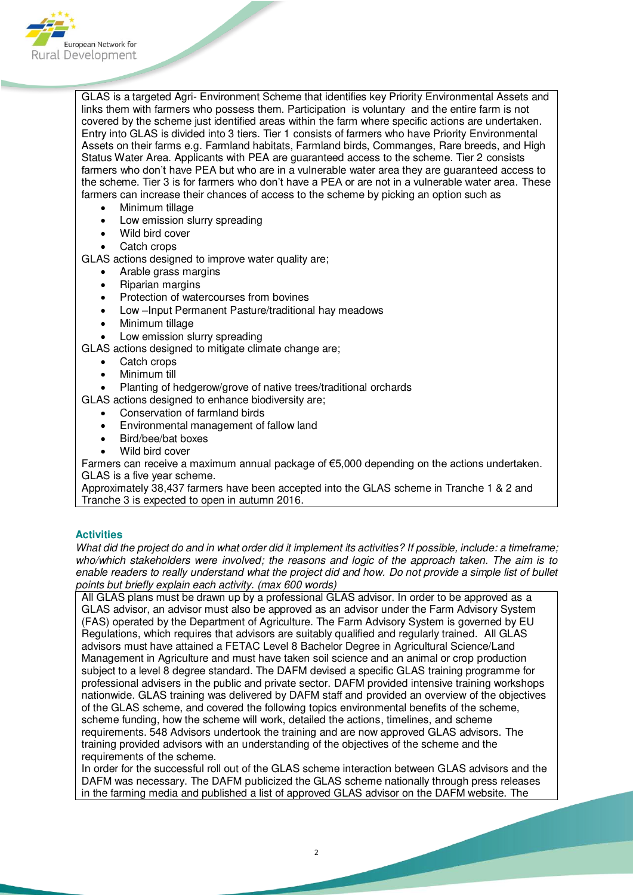GLAS is a targeted Agri- Environment Scheme that identifies key Priority Environmental Assets and links them with farmers who possess them. Participation is voluntary and the entire farm is not covered by the scheme just identified areas within the farm where specific actions are undertaken. Entry into GLAS is divided into 3 tiers. Tier 1 consists of farmers who have Priority Environmental Assets on their farms e.g. Farmland habitats, Farmland birds, Commanges, Rare breeds, and High Status Water Area. Applicants with PEA are guaranteed access to the scheme. Tier 2 consists farmers who don't have PEA but who are in a vulnerable water area they are guaranteed access to the scheme. Tier 3 is for farmers who don't have a PEA or are not in a vulnerable water area. These farmers can increase their chances of access to the scheme by picking an option such as

- Minimum tillage
- Low emission slurry spreading
- Wild bird cover
- Catch crops

GLAS actions designed to improve water quality are;

- Arable grass margins
- Riparian margins
- Protection of watercourses from bovines
- Low –Input Permanent Pasture/traditional hay meadows
- Minimum tillage
- Low emission slurry spreading

GLAS actions designed to mitigate climate change are;

- Catch crops
- Minimum till
- Planting of hedgerow/grove of native trees/traditional orchards

GLAS actions designed to enhance biodiversity are;

- Conservation of farmland birds
- Environmental management of fallow land
- Bird/bee/bat boxes
- Wild bird cover

Farmers can receive a maximum annual package of €5,000 depending on the actions undertaken. GLAS is a five year scheme.

Approximately 38,437 farmers have been accepted into the GLAS scheme in Tranche 1 & 2 and Tranche 3 is expected to open in autumn 2016.

### Activities

*What did the project do and in what order did it implement its activities? If possible, include: a timeframe; who/which stakeholders were involved; the reasons and logic of the approach taken. The aim is to enable readers to really understand what the project did and how. Do not provide a simple list of bullet points but briefly explain each activity. (max 600 words)*

All GLAS plans must be drawn up by a professional GLAS advisor. In order to be approved as a GLAS advisor, an advisor must also be approved as an advisor under the Farm Advisory System (FAS) operated by the Department of Agriculture. The Farm Advisory System is governed by EU Regulations, which requires that advisors are suitably qualified and regularly trained. All GLAS advisors must have attained a FETAC Level 8 Bachelor Degree in Agricultural Science/Land Management in Agriculture and must have taken soil science and an animal or crop production subject to a level 8 degree standard. The DAFM devised a specific GLAS training programme for professional advisers in the public and private sector. DAFM provided intensive training workshops nationwide. GLAS training was delivered by DAFM staff and provided an overview of the objectives of the GLAS scheme, and covered the following topics environmental benefits of the scheme, scheme funding, how the scheme will work, detailed the actions, timelines, and scheme requirements. 548 Advisors undertook the training and are now approved GLAS advisors. The training provided advisors with an understanding of the objectives of the scheme and the requirements of the scheme.

In order for the successful roll out of the GLAS scheme interaction between GLAS advisors and the DAFM was necessary. The DAFM publicized the GLAS scheme nationally through press releases in the farming media and published a list of approved GLAS advisor on the DAFM website. The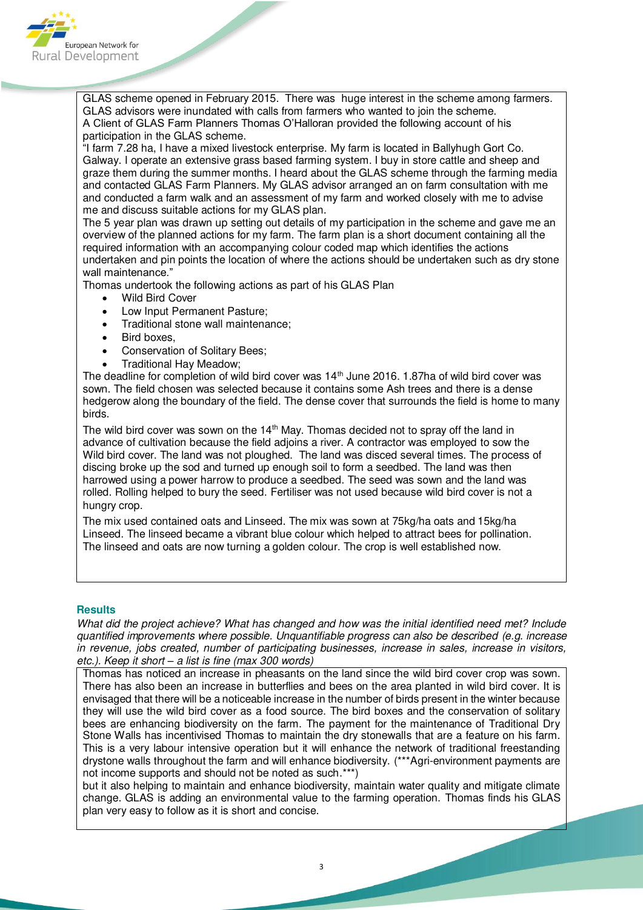GLAS scheme opened in February 2015. There was huge interest in the scheme among farmers. GLAS advisors were inundated with calls from farmers who wanted to join the scheme.
A Client of GLAS Farm Planners Thomas O'Halloran provided the following account of his participation in the GLAS scheme.
"I farm 7.28 ha, I have a mixed livestock enterprise. My farm is located in Ballyhugh Gort Co. Galway. I operate an extensive grass based farming system. I buy in store cattle and sheep and graze them during the summer months. I heard about the GLAS scheme through the farming media and contacted GLAS Farm Planners. My GLAS advisor arranged an on farm consultation with me and conducted a farm walk and an assessment of my farm and worked closely with me to advise me and discuss suitable actions for my GLAS plan.
The 5 year plan was drawn up setting out details of my participation in the scheme and gave me an overview of the planned actions for my farm. The farm plan is a short document containing all the required information with an accompanying colour coded map which identifies the actions undertaken and pin points the location of where the actions should be undertaken such as dry stone wall maintenance."
Thomas undertook the following actions as part of his GLAS Plan

- Wild Bird Cover
- Low Input Permanent Pasture;
- Traditional stone wall maintenance;
- Bird boxes,
- Conservation of Solitary Bees;
- Traditional Hay Meadow;

The deadline for completion of wild bird cover was 14th June 2016. 1.87ha of wild bird cover was sown. The field chosen was selected because it contains some Ash trees and there is a dense hedgerow along the boundary of the field. The dense cover that surrounds the field is home to many birds.

The wild bird cover was sown on the 14th May. Thomas decided not to spray off the land in advance of cultivation because the field adjoins a river. A contractor was employed to sow the Wild bird cover. The land was not ploughed. The land was disced several times. The process of discing broke up the sod and turned up enough soil to form a seedbed. The land was then harrowed using a power harrow to produce a seedbed. The seed was sown and the land was rolled. Rolling helped to bury the seed. Fertiliser was not used because wild bird cover is not a hungry crop.

The mix used contained oats and Linseed. The mix was sown at 75kg/ha oats and 15kg/ha Linseed. The linseed became a vibrant blue colour which helped to attract bees for pollination. The linseed and oats are now turning a golden colour. The crop is well established now.

### Results

*What did the project achieve? What has changed and how was the initial identified need met? Include quantified improvements where possible. Unquantifiable progress can also be described (e.g. increase in revenue, jobs created, number of participating businesses, increase in sales, increase in visitors, etc.). Keep it short – a list is fine (max 300 words)*

Thomas has noticed an increase in pheasants on the land since the wild bird cover crop was sown. There has also been an increase in butterflies and bees on the area planted in wild bird cover. It is envisaged that there will be a noticeable increase in the number of birds present in the winter because they will use the wild bird cover as a food source. The bird boxes and the conservation of solitary bees are enhancing biodiversity on the farm. The payment for the maintenance of Traditional Dry Stone Walls has incentivised Thomas to maintain the dry stonewalls that are a feature on his farm. This is a very labour intensive operation but it will enhance the network of traditional freestanding drystone walls throughout the farm and will enhance biodiversity. (***Agri-environment payments are not income supports and should not be noted as such.***)
but it also helping to maintain and enhance biodiversity, maintain water quality and mitigate climate change. GLAS is adding an environmental value to the farming operation. Thomas finds his GLAS plan very easy to follow as it is short and concise.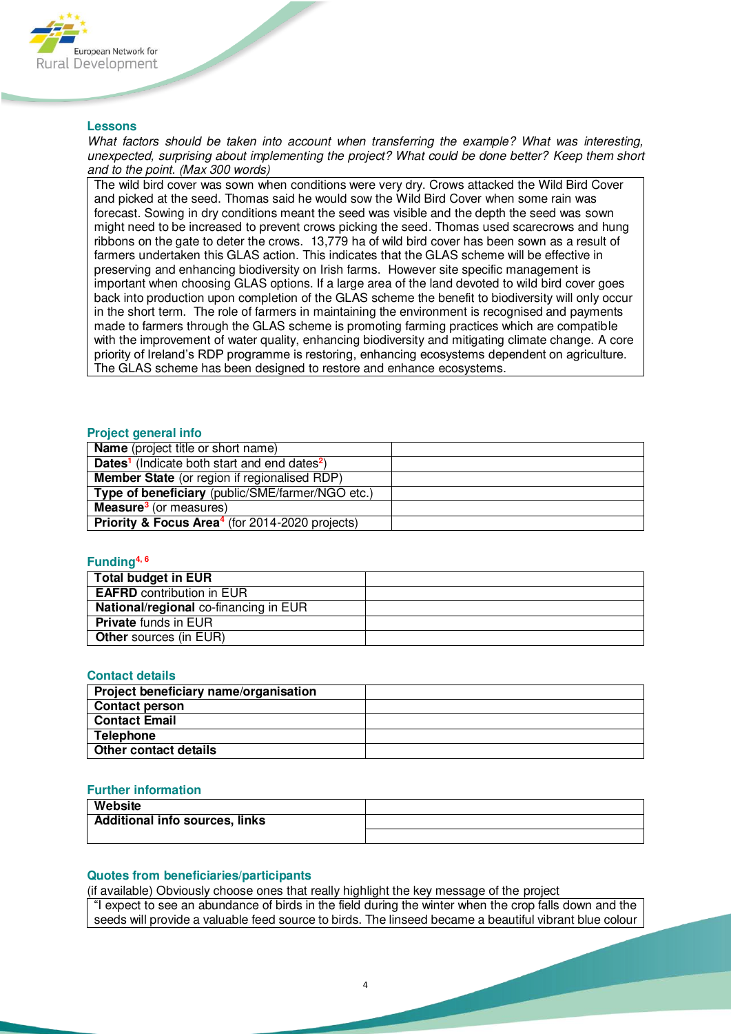## Lessons

*What factors should be taken into account when transferring the example? What was interesting, unexpected, surprising about implementing the project? What could be done better? Keep them short and to the point. (Max 300 words)*

| The wild bird cover was sown when conditions were very dry. Crows attacked the Wild Bird Cover and picked at the seed. Thomas said he would sow the Wild Bird Cover when some rain was forecast. Sowing in dry conditions meant the seed was visible and the depth the seed was sown might need to be increased to prevent crows picking the seed. Thomas used scarecrows and hung ribbons on the gate to deter the crows. 13,779 ha of wild bird cover has been sown as a result of farmers undertaken this GLAS action. This indicates that the GLAS scheme will be effective in preserving and enhancing biodiversity on Irish farms. However site specific management is important when choosing GLAS options. If a large area of the land devoted to wild bird cover goes back into production upon completion of the GLAS scheme the benefit to biodiversity will only occur in the short term. The role of farmers in maintaining the environment is recognised and payments made to farmers through the GLAS scheme is promoting farming practices which are compatible with the improvement of water quality, enhancing biodiversity and mitigating climate change. A core priority of Ireland's RDP programme is restoring, enhancing ecosystems dependent on agriculture. The GLAS scheme has been designed to restore and enhance ecosystems. |
|---|

## Project general info

| | |
|---|---|
| **Name** (project title or short name) | |
| **Dates**[1] (Indicate both start and end dates[2]) | |
| **Member State** (or region if regionalised RDP) | |
| **Type of beneficiary** (public/SME/farmer/NGO etc.) | |
| **Measure**[3] (or measures) | |
| **Priority & Focus Area**[4] (for 2014-2020 projects) | |

## Funding[4, 6]

| | |
|---|---|
| **Total budget in EUR** | |
| **EAFRD** contribution in EUR | |
| **National/regional** co-financing in EUR | |
| **Private** funds in EUR | |
| **Other** sources (in EUR) | |

## Contact details

| | |
|---|---|
| **Project beneficiary name/organisation** | |
| **Contact person** | |
| **Contact Email** | |
| **Telephone** | |
| **Other contact details** | |

## Further information

| | |
|---|---|
| **Website** | |
| **Additional info sources, links** | |
| | |

## Quotes from beneficiaries/participants

(if available) Obviously choose ones that really highlight the key message of the project

| "I expect to see an abundance of birds in the field during the winter when the crop falls down and the seeds will provide a valuable feed source to birds. The linseed became a beautiful vibrant blue colour |
|---|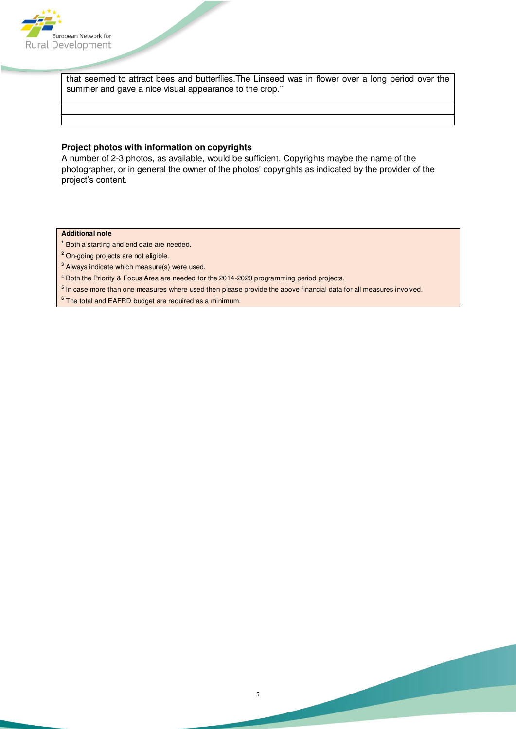| |
|---|
| that seemed to attract bees and butterflies.The Linseed was in flower over a long period over the summer and gave a nice visual appearance to the crop." |
| |
| |

**Project photos with information on copyrights**

A number of 2-3 photos, as available, would be sufficient. Copyrights maybe the name of the photographer, or in general the owner of the photos' copyrights as indicated by the provider of the project's content.

| **Additional note** |
|---|
| [1] Both a starting and end date are needed. |
| [2] On-going projects are not eligible. |
| [3] Always indicate which measure(s) were used. |
| [4] Both the Priority & Focus Area are needed for the 2014-2020 programming period projects. |
| [5] In case more than one measures where used then please provide the above financial data for all measures involved. |
| [6] The total and EAFRD budget are required as a minimum. |